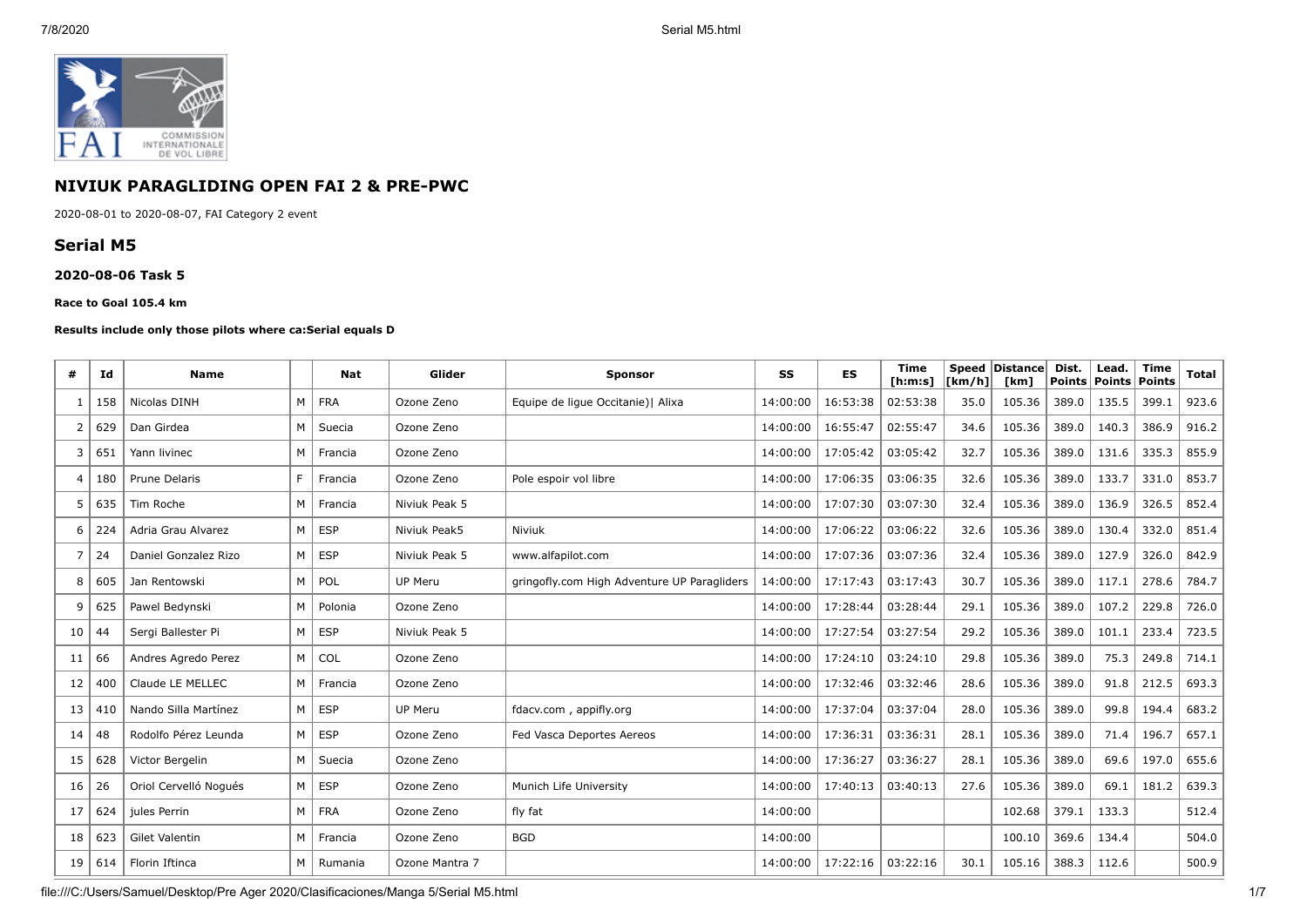## NIVIUK PARAGLIDING OPEN FAI 2 & PRE-PWC

2020-08-01 to 2020-08-07, FAI Category 2 event

## Serial M5

### 2020-08-06 Task 5

**Race to Goal 105.4 km**

**Results include only those pilots where ca:Serial equals D**

| # | Id | Name | | Nat | Glider | Sponsor | SS | ES | Time [h:m:s] | Speed [km/h] | Distance [km] | Dist. Points | Lead. Points | Time Points | Total |
|---|---|---|---|---|---|---|---|---|---|---|---|---|---|---|---|
| 1 | 158 | Nicolas DINH | M | FRA | Ozone Zeno | Equipe de ligue Occitanie)\| Alixa | 14:00:00 | 16:53:38 | 02:53:38 | 35.0 | 105.36 | 389.0 | 135.5 | 399.1 | 923.6 |
| 2 | 629 | Dan Girdea | M | Suecia | Ozone Zeno | | 14:00:00 | 16:55:47 | 02:55:47 | 34.6 | 105.36 | 389.0 | 140.3 | 386.9 | 916.2 |
| 3 | 651 | Yann livinec | M | Francia | Ozone Zeno | | 14:00:00 | 17:05:42 | 03:05:42 | 32.7 | 105.36 | 389.0 | 131.6 | 335.3 | 855.9 |
| 4 | 180 | Prune Delaris | F | Francia | Ozone Zeno | Pole espoir vol libre | 14:00:00 | 17:06:35 | 03:06:35 | 32.6 | 105.36 | 389.0 | 133.7 | 331.0 | 853.7 |
| 5 | 635 | Tim Roche | M | Francia | Niviuk Peak 5 | | 14:00:00 | 17:07:30 | 03:07:30 | 32.4 | 105.36 | 389.0 | 136.9 | 326.5 | 852.4 |
| 6 | 224 | Adria Grau Alvarez | M | ESP | Niviuk Peak5 | Niviuk | 14:00:00 | 17:06:22 | 03:06:22 | 32.6 | 105.36 | 389.0 | 130.4 | 332.0 | 851.4 |
| 7 | 24 | Daniel Gonzalez Rizo | M | ESP | Niviuk Peak 5 | www.alfapilot.com | 14:00:00 | 17:07:36 | 03:07:36 | 32.4 | 105.36 | 389.0 | 127.9 | 326.0 | 842.9 |
| 8 | 605 | Jan Rentowski | M | POL | UP Meru | gringofly.com High Adventure UP Paragliders | 14:00:00 | 17:17:43 | 03:17:43 | 30.7 | 105.36 | 389.0 | 117.1 | 278.6 | 784.7 |
| 9 | 625 | Pawel Bedynski | M | Polonia | Ozone Zeno | | 14:00:00 | 17:28:44 | 03:28:44 | 29.1 | 105.36 | 389.0 | 107.2 | 229.8 | 726.0 |
| 10 | 44 | Sergi Ballester Pi | M | ESP | Niviuk Peak 5 | | 14:00:00 | 17:27:54 | 03:27:54 | 29.2 | 105.36 | 389.0 | 101.1 | 233.4 | 723.5 |
| 11 | 66 | Andres Agredo Perez | M | COL | Ozone Zeno | | 14:00:00 | 17:24:10 | 03:24:10 | 29.8 | 105.36 | 389.0 | 75.3 | 249.8 | 714.1 |
| 12 | 400 | Claude LE MELLEC | M | Francia | Ozone Zeno | | 14:00:00 | 17:32:46 | 03:32:46 | 28.6 | 105.36 | 389.0 | 91.8 | 212.5 | 693.3 |
| 13 | 410 | Nando Silla Martínez | M | ESP | UP Meru | fdacv.com , appifly.org | 14:00:00 | 17:37:04 | 03:37:04 | 28.0 | 105.36 | 389.0 | 99.8 | 194.4 | 683.2 |
| 14 | 48 | Rodolfo Pérez Leunda | M | ESP | Ozone Zeno | Fed Vasca Deportes Aereos | 14:00:00 | 17:36:31 | 03:36:31 | 28.1 | 105.36 | 389.0 | 71.4 | 196.7 | 657.1 |
| 15 | 628 | Victor Bergelin | M | Suecia | Ozone Zeno | | 14:00:00 | 17:36:27 | 03:36:27 | 28.1 | 105.36 | 389.0 | 69.6 | 197.0 | 655.6 |
| 16 | 26 | Oriol Cervelló Nogués | M | ESP | Ozone Zeno | Munich Life University | 14:00:00 | 17:40:13 | 03:40:13 | 27.6 | 105.36 | 389.0 | 69.1 | 181.2 | 639.3 |
| 17 | 624 | jules Perrin | M | FRA | Ozone Zeno | fly fat | 14:00:00 | | | | 102.68 | 379.1 | 133.3 | | 512.4 |
| 18 | 623 | Gilet Valentin | M | Francia | Ozone Zeno | BGD | 14:00:00 | | | | 100.10 | 369.6 | 134.4 | | 504.0 |
| 19 | 614 | Florin Iftinca | M | Rumania | Ozone Mantra 7 | | 14:00:00 | 17:22:16 | 03:22:16 | 30.1 | 105.16 | 388.3 | 112.6 | | 500.9 |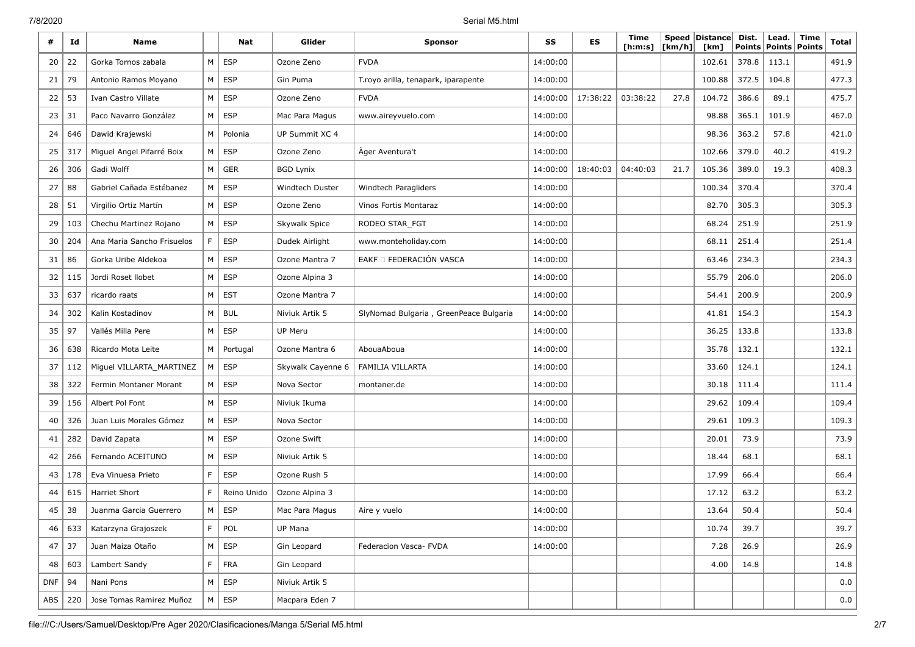| # | Id | Name | | Nat | Glider | Sponsor | SS | ES | Time [h:m:s] | Speed [km/h] | Distance [km] | Dist. Points | Lead. Points | Time Points | Total |
|---|---|---|---|---|---|---|---|---|---|---|---|---|---|---|---|
| 20 | 22 | Gorka Tornos zabala | M | ESP | Ozone Zeno | FVDA | 14:00:00 | | | | 102.61 | 378.8 | 113.1 | | 491.9 |
| 21 | 79 | Antonio Ramos Moyano | M | ESP | Gin Puma | T.royo arilla, tenapark, iparapente | 14:00:00 | | | | 100.88 | 372.5 | 104.8 | | 477.3 |
| 22 | 53 | Ivan Castro Villate | M | ESP | Ozone Zeno | FVDA | 14:00:00 | 17:38:22 | 03:38:22 | 27.8 | 104.72 | 386.6 | 89.1 | | 475.7 |
| 23 | 31 | Paco Navarro González | M | ESP | Mac Para Magus | www.aireyvuelo.com | 14:00:00 | | | | 98.88 | 365.1 | 101.9 | | 467.0 |
| 24 | 646 | Dawid Krajewski | M | Polonia | UP Summit XC 4 | | 14:00:00 | | | | 98.36 | 363.2 | 57.8 | | 421.0 |
| 25 | 317 | Miguel Angel Pifarré Boix | M | ESP | Ozone Zeno | Àger Aventura't | 14:00:00 | | | | 102.66 | 379.0 | 40.2 | | 419.2 |
| 26 | 306 | Gadi Wolff | M | GER | BGD Lynix | | 14:00:00 | 18:40:03 | 04:40:03 | 21.7 | 105.36 | 389.0 | 19.3 | | 408.3 |
| 27 | 88 | Gabriel Cañada Estébanez | M | ESP | Windtech Duster | Windtech Paragliders | 14:00:00 | | | | 100.34 | 370.4 | | | 370.4 |
| 28 | 51 | Virgilio Ortiz Martín | M | ESP | Ozone Zeno | Vinos Fortis Montaraz | 14:00:00 | | | | 82.70 | 305.3 | | | 305.3 |
| 29 | 103 | Chechu Martinez Rojano | M | ESP | Skywalk Spice | RODEO STAR_FGT | 14:00:00 | | | | 68.24 | 251.9 | | | 251.9 |
| 30 | 204 | Ana Maria Sancho Frisuelos | F | ESP | Dudek Airlight | www.monteholiday.com | 14:00:00 | | | | 68.11 | 251.4 | | | 251.4 |
| 31 | 86 | Gorka Uribe Aldekoa | M | ESP | Ozone Mantra 7 | EAKF □ FEDERACIÓN VASCA | 14:00:00 | | | | 63.46 | 234.3 | | | 234.3 |
| 32 | 115 | Jordi Roset llobet | M | ESP | Ozone Alpina 3 | | 14:00:00 | | | | 55.79 | 206.0 | | | 206.0 |
| 33 | 637 | ricardo raats | M | EST | Ozone Mantra 7 | | 14:00:00 | | | | 54.41 | 200.9 | | | 200.9 |
| 34 | 302 | Kalin Kostadinov | M | BUL | Niviuk Artik 5 | SlyNomad Bulgaria , GreenPeace Bulgaria | 14:00:00 | | | | 41.81 | 154.3 | | | 154.3 |
| 35 | 97 | Vallés Milla Pere | M | ESP | UP Meru | | 14:00:00 | | | | 36.25 | 133.8 | | | 133.8 |
| 36 | 638 | Ricardo Mota Leite | M | Portugal | Ozone Mantra 6 | AbouaAboua | 14:00:00 | | | | 35.78 | 132.1 | | | 132.1 |
| 37 | 112 | Miguel VILLARTA_MARTINEZ | M | ESP | Skywalk Cayenne 6 | FAMILIA VILLARTA | 14:00:00 | | | | 33.60 | 124.1 | | | 124.1 |
| 38 | 322 | Fermin Montaner Morant | M | ESP | Nova Sector | montaner.de | 14:00:00 | | | | 30.18 | 111.4 | | | 111.4 |
| 39 | 156 | Albert Pol Font | M | ESP | Niviuk Ikuma | | 14:00:00 | | | | 29.62 | 109.4 | | | 109.4 |
| 40 | 326 | Juan Luis Morales Gómez | M | ESP | Nova Sector | | 14:00:00 | | | | 29.61 | 109.3 | | | 109.3 |
| 41 | 282 | David Zapata | M | ESP | Ozone Swift | | 14:00:00 | | | | 20.01 | 73.9 | | | 73.9 |
| 42 | 266 | Fernando ACEITUNO | M | ESP | Niviuk Artik 5 | | 14:00:00 | | | | 18.44 | 68.1 | | | 68.1 |
| 43 | 178 | Eva Vinuesa Prieto | F | ESP | Ozone Rush 5 | | 14:00:00 | | | | 17.99 | 66.4 | | | 66.4 |
| 44 | 615 | Harriet Short | F | Reino Unido | Ozone Alpina 3 | | 14:00:00 | | | | 17.12 | 63.2 | | | 63.2 |
| 45 | 38 | Juanma Garcia Guerrero | M | ESP | Mac Para Magus | Aire y vuelo | 14:00:00 | | | | 13.64 | 50.4 | | | 50.4 |
| 46 | 633 | Katarzyna Grajoszek | F | POL | UP Mana | | 14:00:00 | | | | 10.74 | 39.7 | | | 39.7 |
| 47 | 37 | Juan Maiza Otaño | M | ESP | Gin Leopard | Federacion Vasca- FVDA | 14:00:00 | | | | 7.28 | 26.9 | | | 26.9 |
| 48 | 603 | Lambert Sandy | F | FRA | Gin Leopard | | | | | | 4.00 | 14.8 | | | 14.8 |
| DNF | 94 | Nani Pons | M | ESP | Niviuk Artik 5 | | | | | | | | | | 0.0 |
| ABS | 220 | Jose Tomas Ramirez Muñoz | M | ESP | Macpara Eden 7 | | | | | | | | | | 0.0 |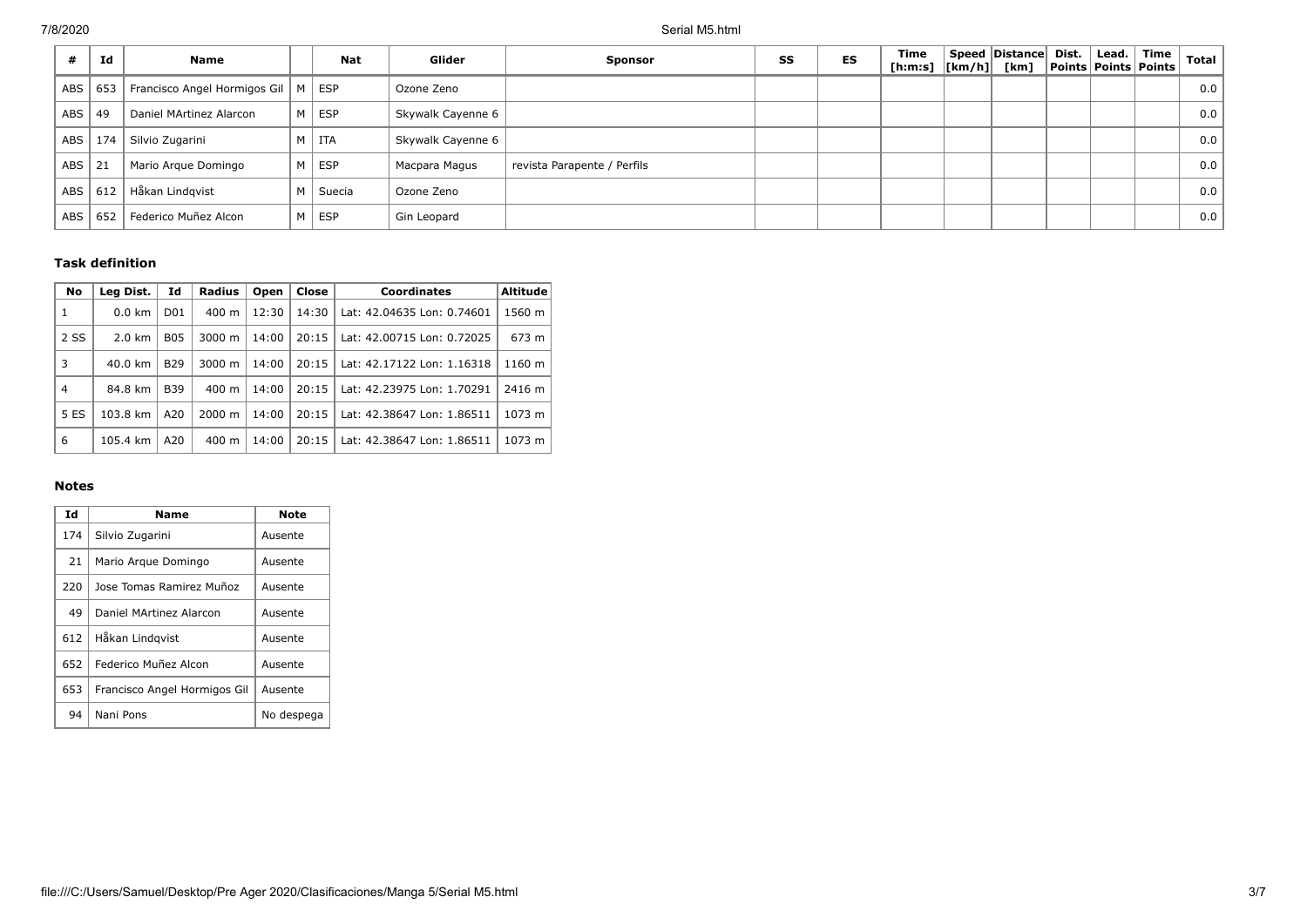| # | Id | Name | | Nat | Glider | Sponsor | SS | ES | Time [h:m:s] | Speed [km/h] | Distance [km] | Dist. Points | Lead. Points | Time Points | Total |
|---|---|---|---|---|---|---|---|---|---|---|---|---|---|---|---|
| ABS | 653 | Francisco Angel Hormigos Gil | M | ESP | Ozone Zeno | | | | | | | | | | 0.0 |
| ABS | 49 | Daniel MArtinez Alarcon | M | ESP | Skywalk Cayenne 6 | | | | | | | | | | 0.0 |
| ABS | 174 | Silvio Zugarini | M | ITA | Skywalk Cayenne 6 | | | | | | | | | | 0.0 |
| ABS | 21 | Mario Arque Domingo | M | ESP | Macpara Magus | revista Parapente / Perfils | | | | | | | | | 0.0 |
| ABS | 612 | Håkan Lindqvist | M | Suecia | Ozone Zeno | | | | | | | | | | 0.0 |
| ABS | 652 | Federico Muñez Alcon | M | ESP | Gin Leopard | | | | | | | | | | 0.0 |

### Task definition

| No | Leg Dist. | Id | Radius | Open | Close | Coordinates | Altitude |
|---|---|---|---|---|---|---|---|
| 1 | 0.0 km | D01 | 400 m | 12:30 | 14:30 | Lat: 42.04635 Lon: 0.74601 | 1560 m |
| 2 SS | 2.0 km | B05 | 3000 m | 14:00 | 20:15 | Lat: 42.00715 Lon: 0.72025 | 673 m |
| 3 | 40.0 km | B29 | 3000 m | 14:00 | 20:15 | Lat: 42.17122 Lon: 1.16318 | 1160 m |
| 4 | 84.8 km | B39 | 400 m | 14:00 | 20:15 | Lat: 42.23975 Lon: 1.70291 | 2416 m |
| 5 ES | 103.8 km | A20 | 2000 m | 14:00 | 20:15 | Lat: 42.38647 Lon: 1.86511 | 1073 m |
| 6 | 105.4 km | A20 | 400 m | 14:00 | 20:15 | Lat: 42.38647 Lon: 1.86511 | 1073 m |

### Notes

| Id | Name | Note |
|---|---|---|
| 174 | Silvio Zugarini | Ausente |
| 21 | Mario Arque Domingo | Ausente |
| 220 | Jose Tomas Ramirez Muñoz | Ausente |
| 49 | Daniel MArtinez Alarcon | Ausente |
| 612 | Håkan Lindqvist | Ausente |
| 652 | Federico Muñez Alcon | Ausente |
| 653 | Francisco Angel Hormigos Gil | Ausente |
| 94 | Nani Pons | No despega |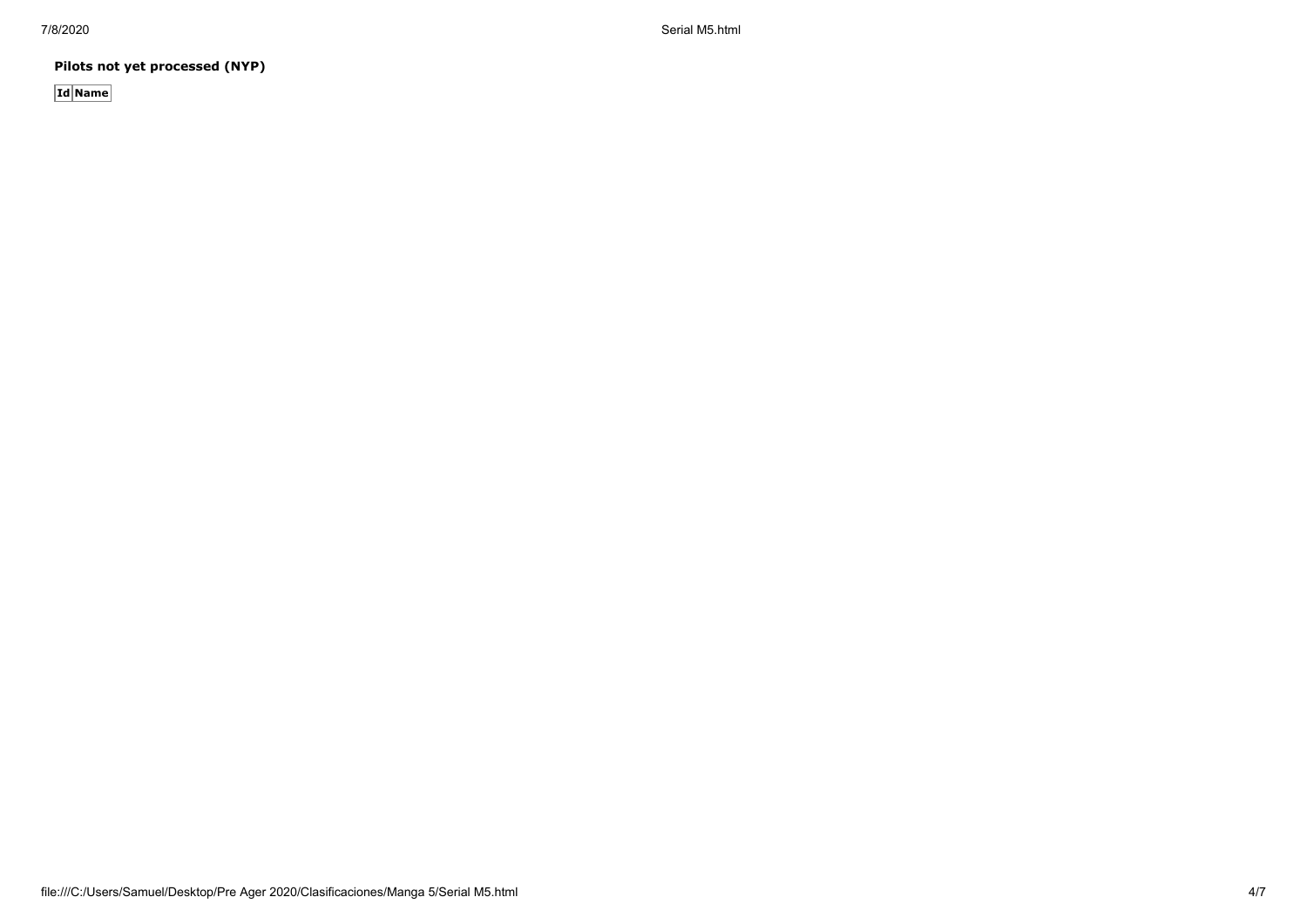**Pilots not yet processed (NYP)**

| Id | Name |
| --- | --- |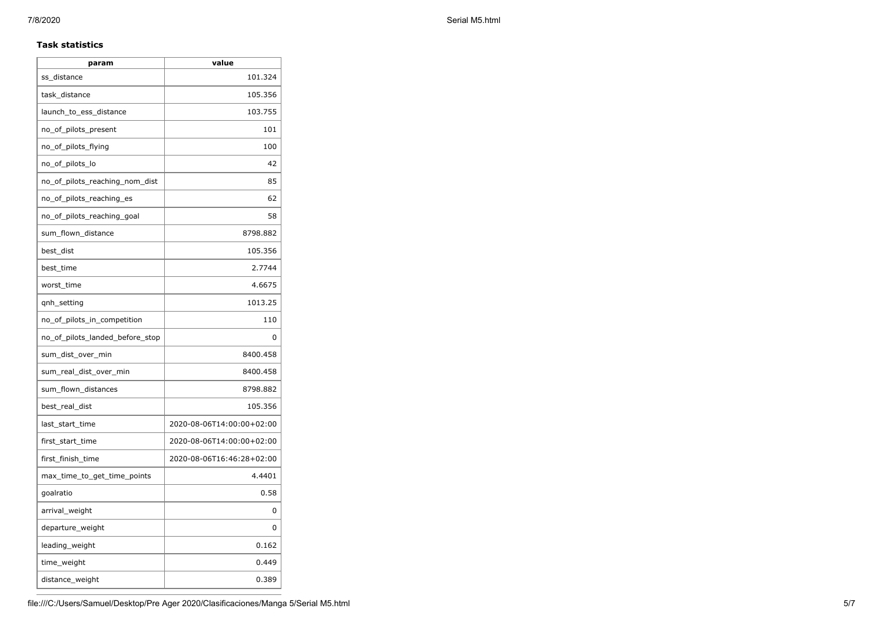### Task statistics

| param | value |
| --- | --- |
| ss_distance | 101.324 |
| task_distance | 105.356 |
| launch_to_ess_distance | 103.755 |
| no_of_pilots_present | 101 |
| no_of_pilots_flying | 100 |
| no_of_pilots_lo | 42 |
| no_of_pilots_reaching_nom_dist | 85 |
| no_of_pilots_reaching_es | 62 |
| no_of_pilots_reaching_goal | 58 |
| sum_flown_distance | 8798.882 |
| best_dist | 105.356 |
| best_time | 2.7744 |
| worst_time | 4.6675 |
| qnh_setting | 1013.25 |
| no_of_pilots_in_competition | 110 |
| no_of_pilots_landed_before_stop | 0 |
| sum_dist_over_min | 8400.458 |
| sum_real_dist_over_min | 8400.458 |
| sum_flown_distances | 8798.882 |
| best_real_dist | 105.356 |
| last_start_time | 2020-08-06T14:00:00+02:00 |
| first_start_time | 2020-08-06T14:00:00+02:00 |
| first_finish_time | 2020-08-06T16:46:28+02:00 |
| max_time_to_get_time_points | 4.4401 |
| goalratio | 0.58 |
| arrival_weight | 0 |
| departure_weight | 0 |
| leading_weight | 0.162 |
| time_weight | 0.449 |
| distance_weight | 0.389 |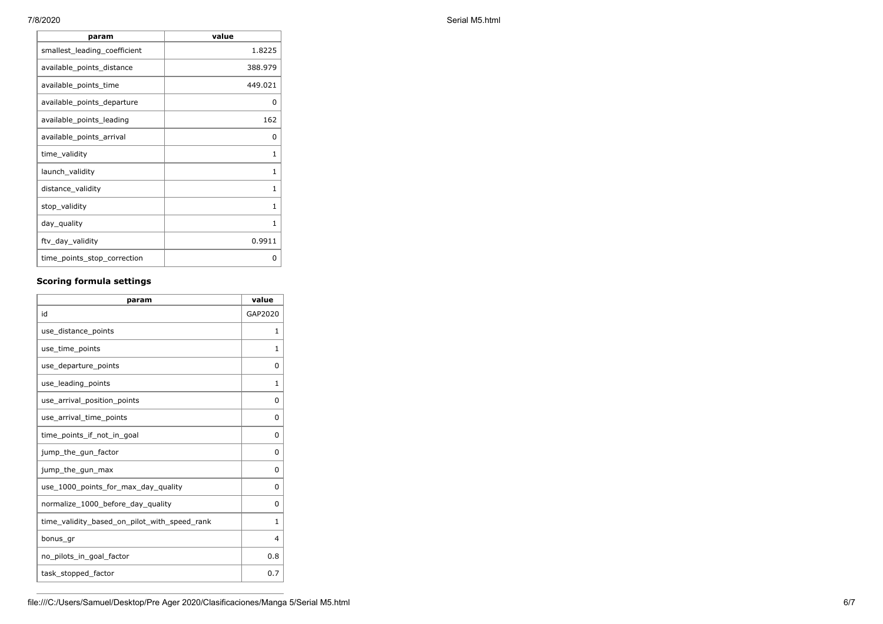| param | value |
| --- | --- |
| smallest_leading_coefficient | 1.8225 |
| available_points_distance | 388.979 |
| available_points_time | 449.021 |
| available_points_departure | 0 |
| available_points_leading | 162 |
| available_points_arrival | 0 |
| time_validity | 1 |
| launch_validity | 1 |
| distance_validity | 1 |
| stop_validity | 1 |
| day_quality | 1 |
| ftv_day_validity | 0.9911 |
| time_points_stop_correction | 0 |

### Scoring formula settings

| param | value |
| --- | --- |
| id | GAP2020 |
| use_distance_points | 1 |
| use_time_points | 1 |
| use_departure_points | 0 |
| use_leading_points | 1 |
| use_arrival_position_points | 0 |
| use_arrival_time_points | 0 |
| time_points_if_not_in_goal | 0 |
| jump_the_gun_factor | 0 |
| jump_the_gun_max | 0 |
| use_1000_points_for_max_day_quality | 0 |
| normalize_1000_before_day_quality | 0 |
| time_validity_based_on_pilot_with_speed_rank | 1 |
| bonus_gr | 4 |
| no_pilots_in_goal_factor | 0.8 |
| task_stopped_factor | 0.7 |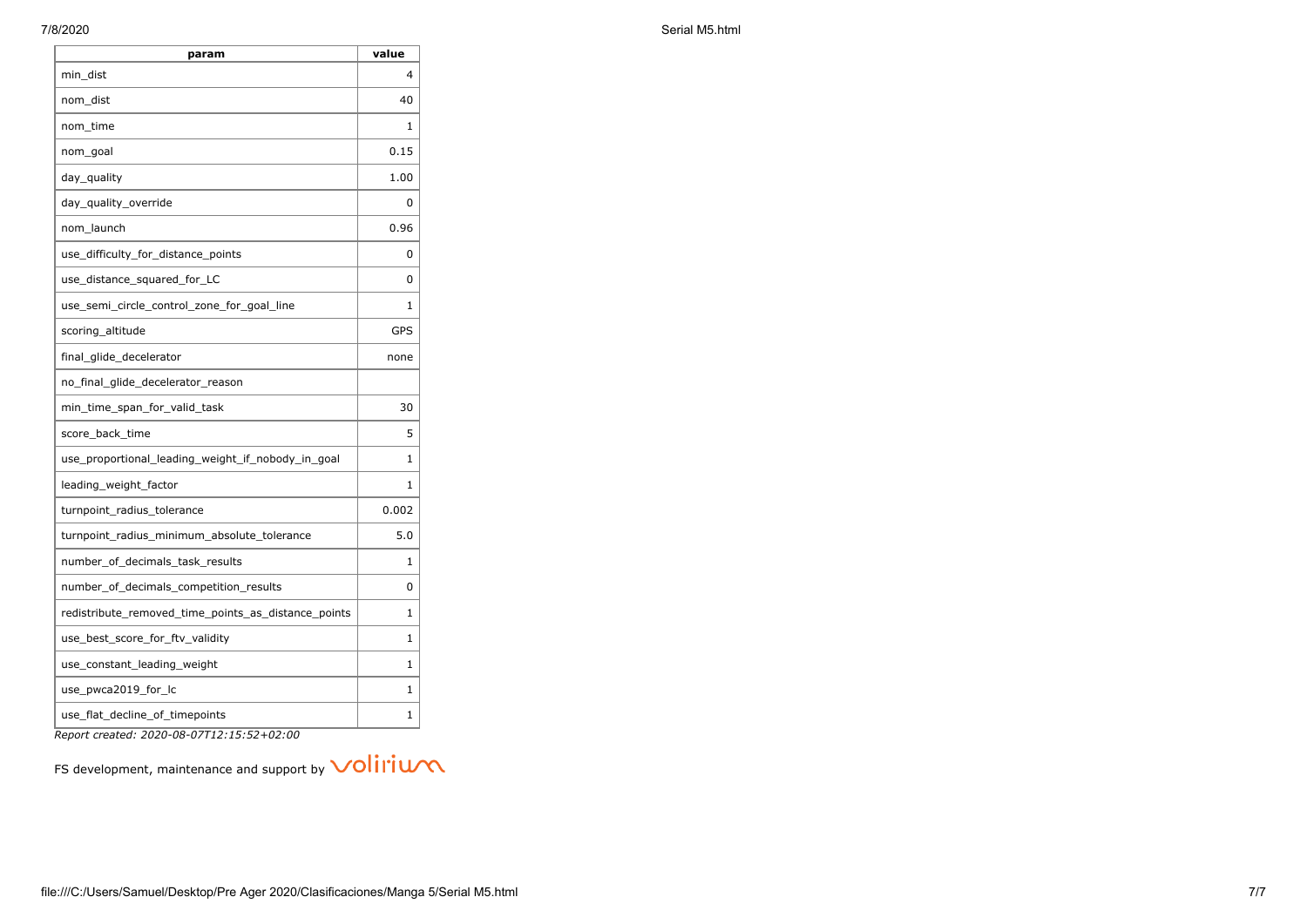| param | value |
|---|---|
| min_dist | 4 |
| nom_dist | 40 |
| nom_time | 1 |
| nom_goal | 0.15 |
| day_quality | 1.00 |
| day_quality_override | 0 |
| nom_launch | 0.96 |
| use_difficulty_for_distance_points | 0 |
| use_distance_squared_for_LC | 0 |
| use_semi_circle_control_zone_for_goal_line | 1 |
| scoring_altitude | GPS |
| final_glide_decelerator | none |
| no_final_glide_decelerator_reason | |
| min_time_span_for_valid_task | 30 |
| score_back_time | 5 |
| use_proportional_leading_weight_if_nobody_in_goal | 1 |
| leading_weight_factor | 1 |
| turnpoint_radius_tolerance | 0.002 |
| turnpoint_radius_minimum_absolute_tolerance | 5.0 |
| number_of_decimals_task_results | 1 |
| number_of_decimals_competition_results | 0 |
| redistribute_removed_time_points_as_distance_points | 1 |
| use_best_score_for_ftv_validity | 1 |
| use_constant_leading_weight | 1 |
| use_pwca2019_for_lc | 1 |
| use_flat_decline_of_timepoints | 1 |

*Report created: 2020-08-07T12:15:52+02:00*

FS development, maintenance and support by volirium